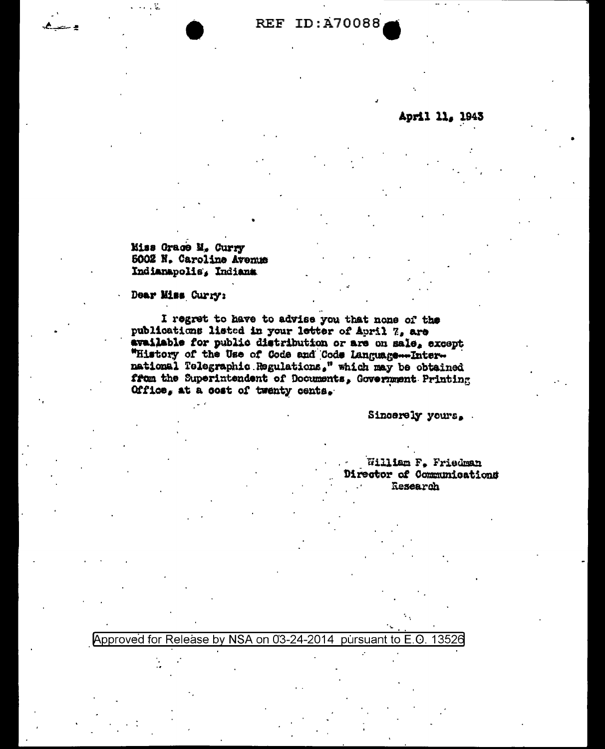REF ID:A70088

April 11, 1943

Miss Grace M. Curry
5002 N. Caroline Avenue
Indianapolis, Indiana

Dear Miss Curry:

I regret to have to advise you that none of the publications listed in your letter of April 7, are available for public distribution or are on sale, except "History of the Use of Code and Code Language--International Telegraphic Regulations," which may be obtained from the Superintendent of Documents, Government Printing Office, at a cost of twenty cents.

Sincerely yours,

William F. Friedman
Director of Communications
Research

Approved for Release by NSA on 03-24-2014 pursuant to E.O. 13526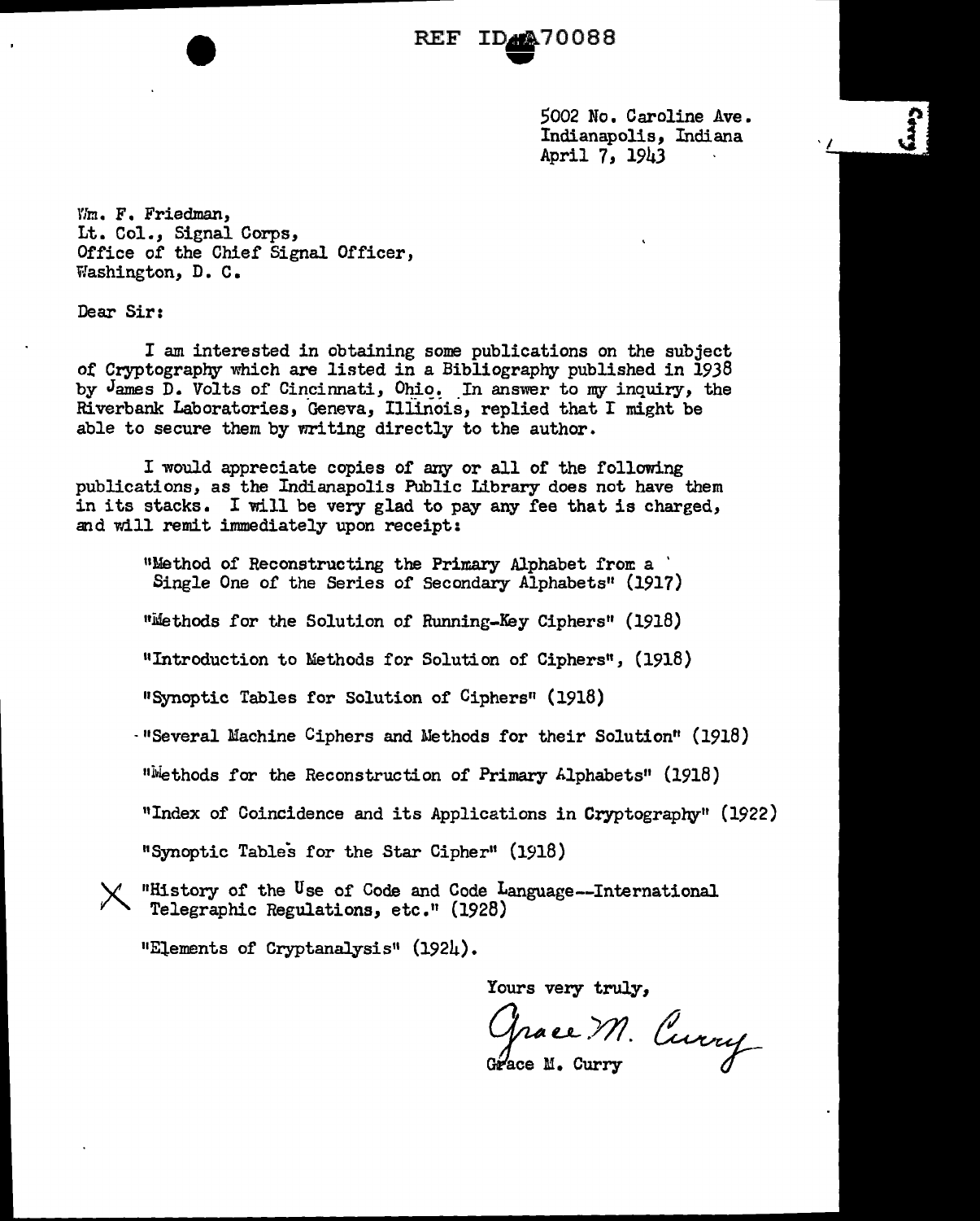5002 No. Caroline Ave.
Indianapolis, Indiana
April 7, 1943

Wm. F. Friedman,
Lt. Col., Signal Corps,
Office of the Chief Signal Officer,
Washington, D. C.

Dear Sir:

I am interested in obtaining some publications on the subject of Cryptography which are listed in a Bibliography published in 1938 by James D. Volts of Cincinnati, Ohio. In answer to my inquiry, the Riverbank Laboratories, Geneva, Illinois, replied that I might be able to secure them by writing directly to the author.

I would appreciate copies of any or all of the following publications, as the Indianapolis Public Library does not have them in its stacks. I will be very glad to pay any fee that is charged, and will remit immediately upon receipt:

"Method of Reconstructing the Primary Alphabet from a Single One of the Series of Secondary Alphabets" (1917)

"Methods for the Solution of Running-Key Ciphers" (1918)

"Introduction to Methods for Solution of Ciphers", (1918)

"Synoptic Tables for Solution of Ciphers" (1918)

"Several Machine Ciphers and Methods for their Solution" (1918)

"Methods for the Reconstruction of Primary Alphabets" (1918)

"Index of Coincidence and its Applications in Cryptography" (1922)

"Synoptic Tables for the Star Cipher" (1918)

X "History of the Use of Code and Code Language--International Telegraphic Regulations, etc." (1928)

"Elements of Cryptanalysis" (1924).

Yours very truly,

Grace M. Curry

Grace M. Curry